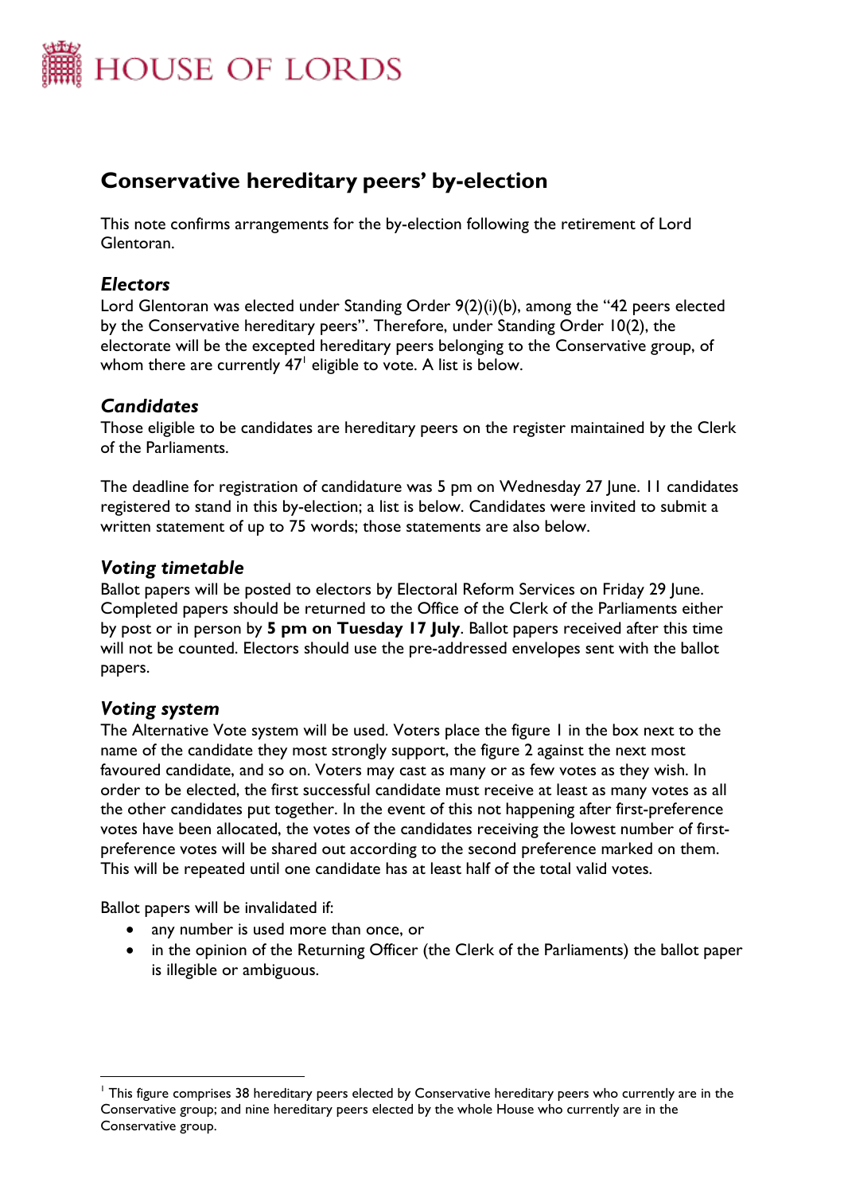# HOUSE OF LORDS

## Conservative hereditary peers' by-election

This note confirms arrangements for the by-election following the retirement of Lord Glentoran.

### *Electors*

Lord Glentoran was elected under Standing Order 9(2)(i)(b), among the "42 peers elected by the Conservative hereditary peers". Therefore, under Standing Order 10(2), the electorate will be the excepted hereditary peers belonging to the Conservative group, of whom there are currently 47[1] eligible to vote. A list is below.

### *Candidates*

Those eligible to be candidates are hereditary peers on the register maintained by the Clerk of the Parliaments.

The deadline for registration of candidature was 5 pm on Wednesday 27 June. 11 candidates registered to stand in this by-election; a list is below. Candidates were invited to submit a written statement of up to 75 words; those statements are also below.

### *Voting timetable*

Ballot papers will be posted to electors by Electoral Reform Services on Friday 29 June. Completed papers should be returned to the Office of the Clerk of the Parliaments either by post or in person by **5 pm on Tuesday 17 July**. Ballot papers received after this time will not be counted. Electors should use the pre-addressed envelopes sent with the ballot papers.

### *Voting system*

The Alternative Vote system will be used. Voters place the figure 1 in the box next to the name of the candidate they most strongly support, the figure 2 against the next most favoured candidate, and so on. Voters may cast as many or as few votes as they wish. In order to be elected, the first successful candidate must receive at least as many votes as all the other candidates put together. In the event of this not happening after first-preference votes have been allocated, the votes of the candidates receiving the lowest number of first-preference votes will be shared out according to the second preference marked on them. This will be repeated until one candidate has at least half of the total valid votes.

Ballot papers will be invalidated if:

- any number is used more than once, or
- in the opinion of the Returning Officer (the Clerk of the Parliaments) the ballot paper is illegible or ambiguous.

[1] This figure comprises 38 hereditary peers elected by Conservative hereditary peers who currently are in the Conservative group; and nine hereditary peers elected by the whole House who currently are in the Conservative group.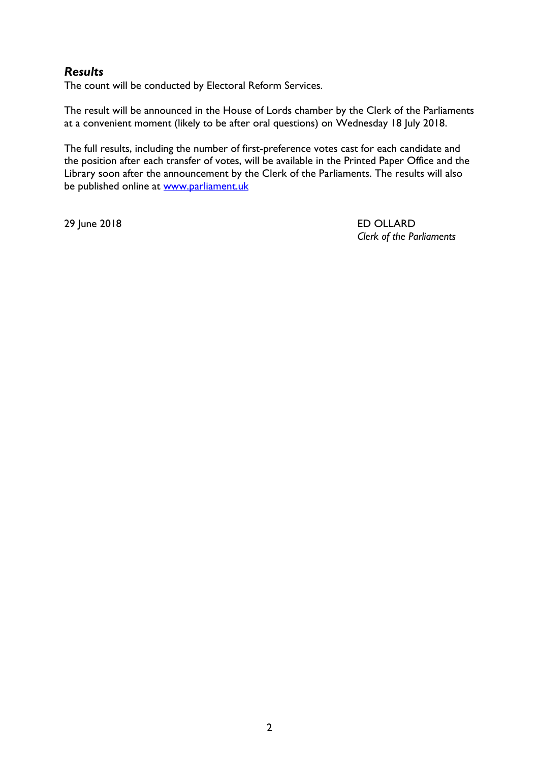### *Results*

The count will be conducted by Electoral Reform Services.

The result will be announced in the House of Lords chamber by the Clerk of the Parliaments at a convenient moment (likely to be after oral questions) on Wednesday 18 July 2018.

The full results, including the number of first-preference votes cast for each candidate and the position after each transfer of votes, will be available in the Printed Paper Office and the Library soon after the announcement by the Clerk of the Parliaments. The results will also be published online at [www.parliament.uk](http://www.parliament.uk)

29 June 2018

ED OLLARD
*Clerk of the Parliaments*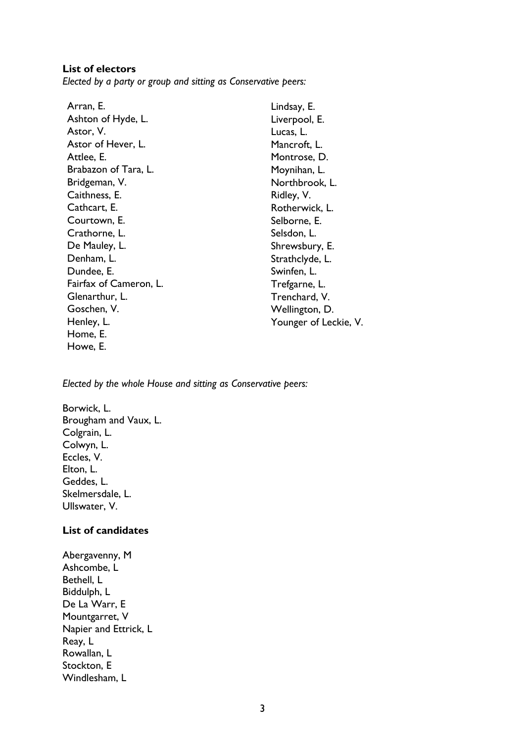## List of electors

*Elected by a party or group and sitting as Conservative peers:*

Arran, E.
Ashton of Hyde, L.
Astor, V.
Astor of Hever, L.
Attlee, E.
Brabazon of Tara, L.
Bridgeman, V.
Caithness, E.
Cathcart, E.
Courtown, E.
Crathorne, L.
De Mauley, L.
Denham, L.
Dundee, E.
Fairfax of Cameron, L.
Glenarthur, L.
Goschen, V.
Henley, L.
Home, E.
Howe, E.
Lindsay, E.
Liverpool, E.
Lucas, L.
Mancroft, L.
Montrose, D.
Moynihan, L.
Northbrook, L.
Ridley, V.
Rotherwick, L.
Selborne, E.
Selsdon, L.
Shrewsbury, E.
Strathclyde, L.
Swinfen, L.
Trefgarne, L.
Trenchard, V.
Wellington, D.
Younger of Leckie, V.

*Elected by the whole House and sitting as Conservative peers:*

Borwick, L.
Brougham and Vaux, L.
Colgrain, L.
Colwyn, L.
Eccles, V.
Elton, L.
Geddes, L.
Skelmersdale, L.
Ullswater, V.

## List of candidates

Abergavenny, M
Ashcombe, L
Bethell, L
Biddulph, L
De La Warr, E
Mountgarret, V
Napier and Ettrick, L
Reay, L
Rowallan, L
Stockton, E
Windlesham, L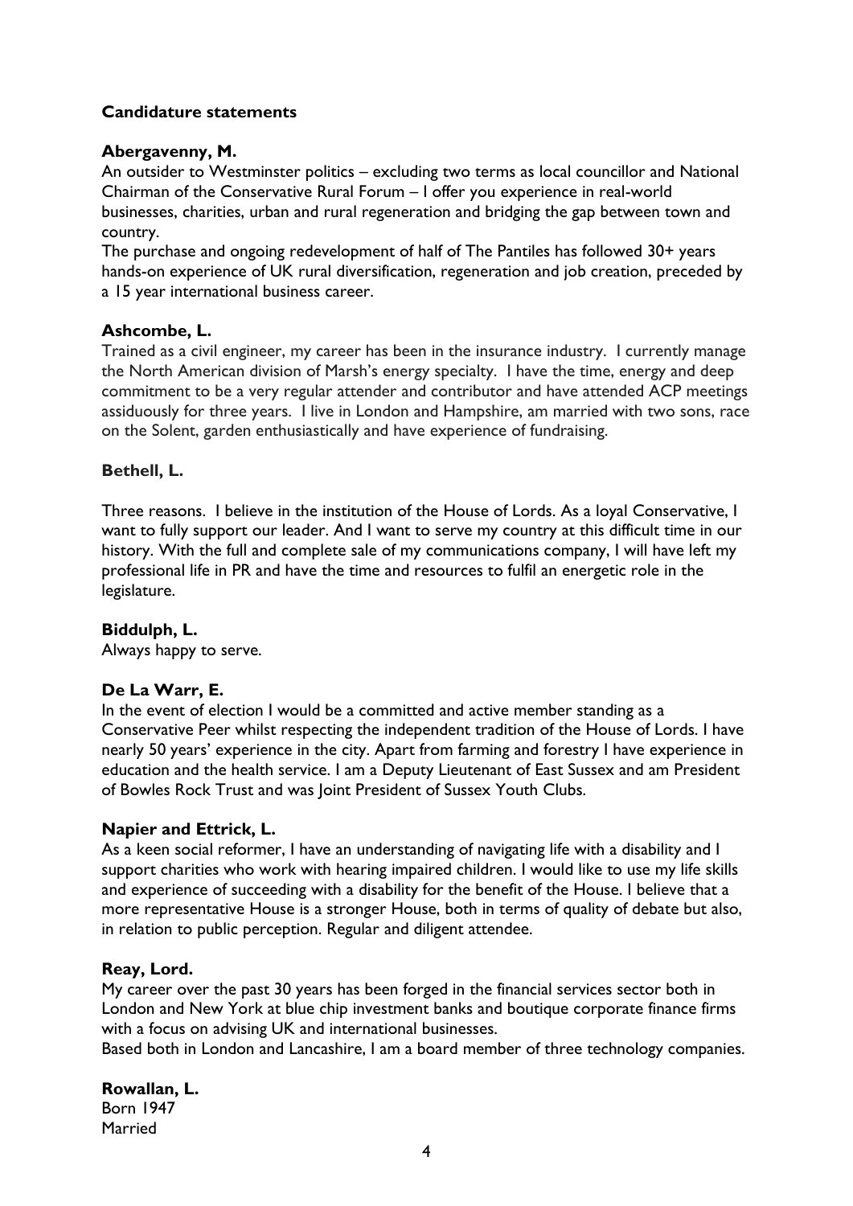**Candidature statements**

**Abergavenny, M.**

An outsider to Westminster politics – excluding two terms as local councillor and National Chairman of the Conservative Rural Forum – I offer you experience in real-world businesses, charities, urban and rural regeneration and bridging the gap between town and country.

The purchase and ongoing redevelopment of half of The Pantiles has followed 30+ years hands-on experience of UK rural diversification, regeneration and job creation, preceded by a 15 year international business career.

**Ashcombe, L.**

Trained as a civil engineer, my career has been in the insurance industry. I currently manage the North American division of Marsh's energy specialty. I have the time, energy and deep commitment to be a very regular attender and contributor and have attended ACP meetings assiduously for three years. I live in London and Hampshire, am married with two sons, race on the Solent, garden enthusiastically and have experience of fundraising.

**Bethell, L.**

Three reasons. I believe in the institution of the House of Lords. As a loyal Conservative, I want to fully support our leader. And I want to serve my country at this difficult time in our history. With the full and complete sale of my communications company, I will have left my professional life in PR and have the time and resources to fulfil an energetic role in the legislature.

**Biddulph, L.**

Always happy to serve.

**De La Warr, E.**

In the event of election I would be a committed and active member standing as a Conservative Peer whilst respecting the independent tradition of the House of Lords. I have nearly 50 years' experience in the city. Apart from farming and forestry I have experience in education and the health service. I am a Deputy Lieutenant of East Sussex and am President of Bowles Rock Trust and was Joint President of Sussex Youth Clubs.

**Napier and Ettrick, L.**

As a keen social reformer, I have an understanding of navigating life with a disability and I support charities who work with hearing impaired children. I would like to use my life skills and experience of succeeding with a disability for the benefit of the House. I believe that a more representative House is a stronger House, both in terms of quality of debate but also, in relation to public perception. Regular and diligent attendee.

**Reay, Lord.**

My career over the past 30 years has been forged in the financial services sector both in London and New York at blue chip investment banks and boutique corporate finance firms with a focus on advising UK and international businesses.

Based both in London and Lancashire, I am a board member of three technology companies.

**Rowallan, L.**

Born 1947

Married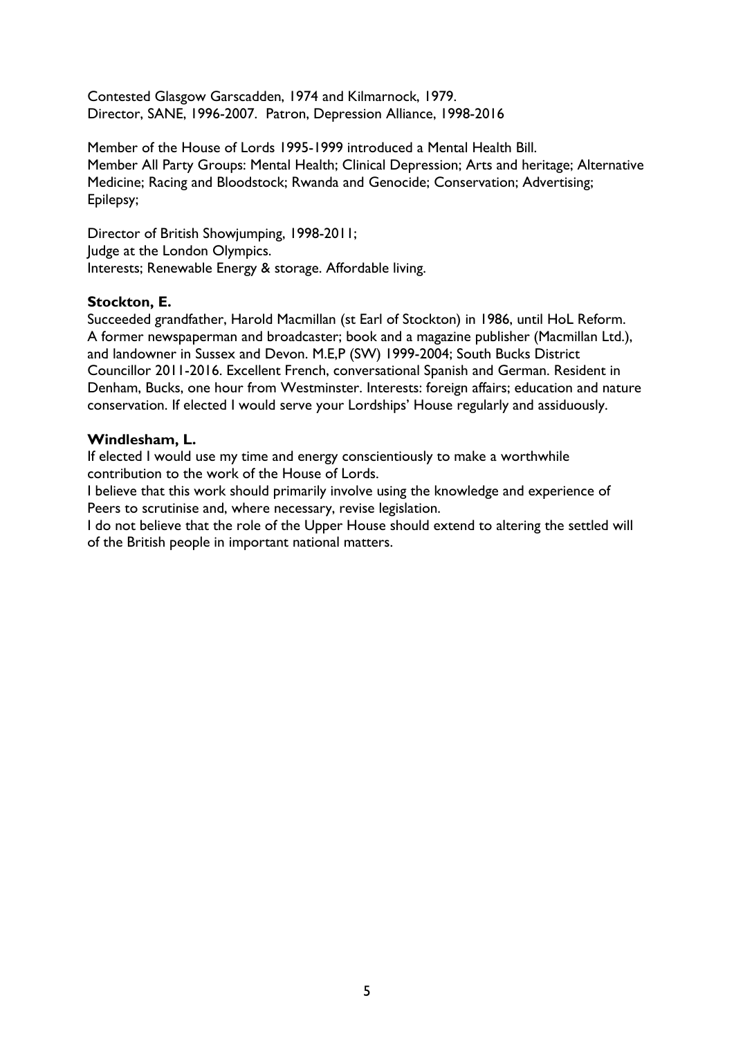Contested Glasgow Garscadden, 1974 and Kilmarnock, 1979.
Director, SANE, 1996-2007. Patron, Depression Alliance, 1998-2016

Member of the House of Lords 1995-1999 introduced a Mental Health Bill.
Member All Party Groups: Mental Health; Clinical Depression; Arts and heritage; Alternative Medicine; Racing and Bloodstock; Rwanda and Genocide; Conservation; Advertising; Epilepsy;

Director of British Showjumping, 1998-2011;
Judge at the London Olympics.
Interests; Renewable Energy & storage. Affordable living.

**Stockton, E.**

Succeeded grandfather, Harold Macmillan (st Earl of Stockton) in 1986, until HoL Reform. A former newspaperman and broadcaster; book and a magazine publisher (Macmillan Ltd.), and landowner in Sussex and Devon. M.E,P (SW) 1999-2004; South Bucks District Councillor 2011-2016. Excellent French, conversational Spanish and German. Resident in Denham, Bucks, one hour from Westminster. Interests: foreign affairs; education and nature conservation. If elected I would serve your Lordships' House regularly and assiduously.

**Windlesham, L.**

If elected I would use my time and energy conscientiously to make a worthwhile contribution to the work of the House of Lords.
I believe that this work should primarily involve using the knowledge and experience of Peers to scrutinise and, where necessary, revise legislation.
I do not believe that the role of the Upper House should extend to altering the settled will of the British people in important national matters.